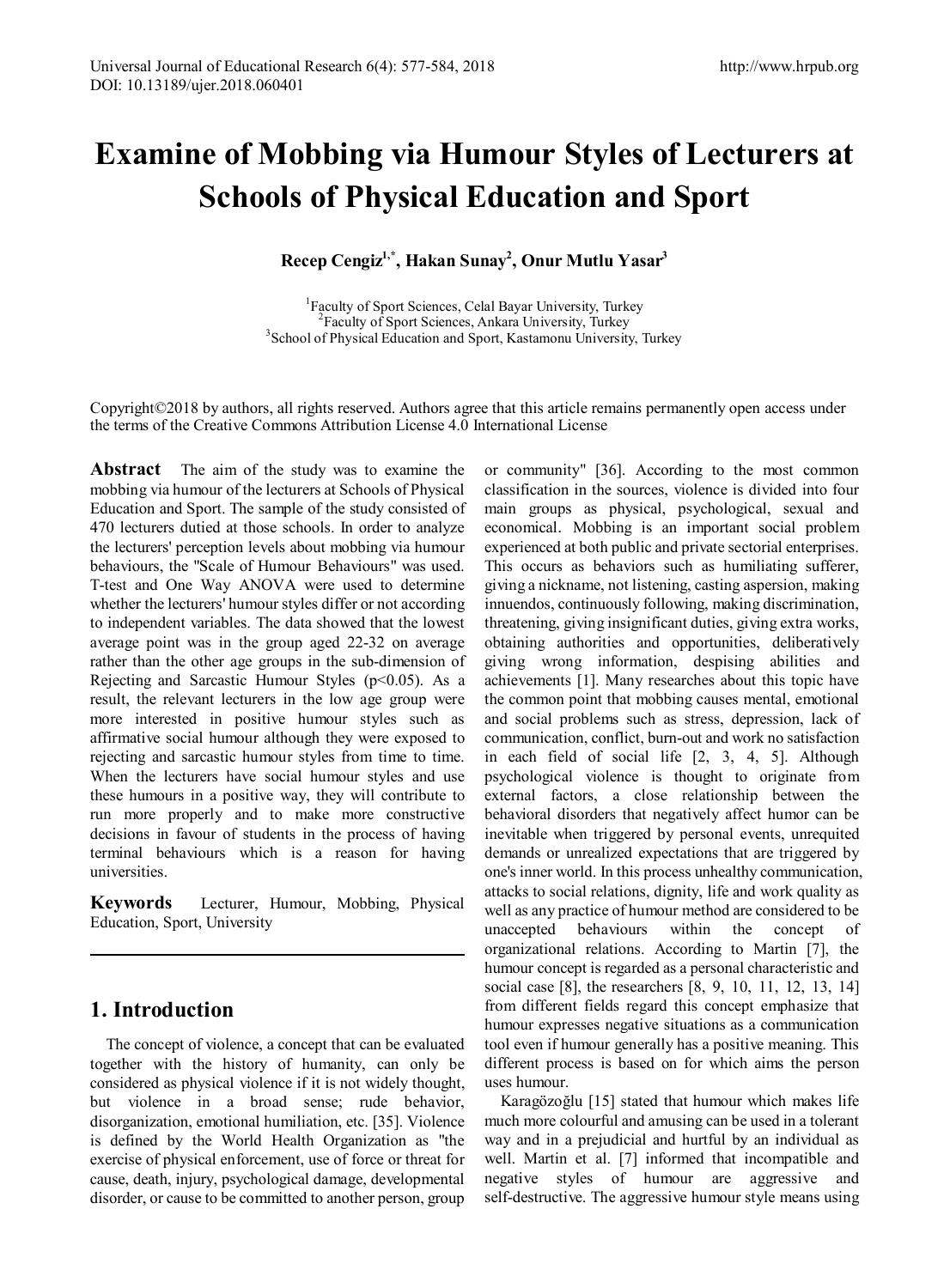# Examine of Mobbing via Humour Styles of Lecturers at Schools of Physical Education and Sport

**Recep Cengiz[1,*], Hakan Sunay[2], Onur Mutlu Yasar[3]**

[1]Faculty of Sport Sciences, Celal Bayar University, Turkey
[2]Faculty of Sport Sciences, Ankara University, Turkey
[3]School of Physical Education and Sport, Kastamonu University, Turkey

Copyright©2018 by authors, all rights reserved. Authors agree that this article remains permanently open access under the terms of the Creative Commons Attribution License 4.0 International License

**Abstract** The aim of the study was to examine the mobbing via humour of the lecturers at Schools of Physical Education and Sport. The sample of the study consisted of 470 lecturers dutied at those schools. In order to analyze the lecturers' perception levels about mobbing via humour behaviours, the "Scale of Humour Behaviours" was used. T-test and One Way ANOVA were used to determine whether the lecturers' humour styles differ or not according to independent variables. The data showed that the lowest average point was in the group aged 22-32 on average rather than the other age groups in the sub-dimension of Rejecting and Sarcastic Humour Styles ($p<0.05$). As a result, the relevant lecturers in the low age group were more interested in positive humour styles such as affirmative social humour although they were exposed to rejecting and sarcastic humour styles from time to time. When the lecturers have social humour styles and use these humours in a positive way, they will contribute to run more properly and to make more constructive decisions in favour of students in the process of having terminal behaviours which is a reason for having universities.

**Keywords** Lecturer, Humour, Mobbing, Physical Education, Sport, University

## 1. Introduction

The concept of violence, a concept that can be evaluated together with the history of humanity, can only be considered as physical violence if it is not widely thought, but violence in a broad sense; rude behavior, disorganization, emotional humiliation, etc. [35]. Violence is defined by the World Health Organization as "the exercise of physical enforcement, use of force or threat for cause, death, injury, psychological damage, developmental disorder, or cause to be committed to another person, group or community" [36]. According to the most common classification in the sources, violence is divided into four main groups as physical, psychological, sexual and economical. Mobbing is an important social problem experienced at both public and private sectorial enterprises. This occurs as behaviors such as humiliating sufferer, giving a nickname, not listening, casting aspersion, making innuendos, continuously following, making discrimination, threatening, giving insignificant duties, giving extra works, obtaining authorities and opportunities, deliberatively giving wrong information, despising abilities and achievements [1]. Many researches about this topic have the common point that mobbing causes mental, emotional and social problems such as stress, depression, lack of communication, conflict, burn-out and work no satisfaction in each field of social life [2, 3, 4, 5]. Although psychological violence is thought to originate from external factors, a close relationship between the behavioral disorders that negatively affect humor can be inevitable when triggered by personal events, unrequited demands or unrealized expectations that are triggered by one's inner world. In this process unhealthy communication, attacks to social relations, dignity, life and work quality as well as any practice of humour method are considered to be unaccepted behaviours within the concept of organizational relations. According to Martin [7], the humour concept is regarded as a personal characteristic and social case [8], the researchers [8, 9, 10, 11, 12, 13, 14] from different fields regard this concept emphasize that humour expresses negative situations as a communication tool even if humour generally has a positive meaning. This different process is based on for which aims the person uses humour.

Karagözoğlu [15] stated that humour which makes life much more colourful and amusing can be used in a tolerant way and in a prejudicial and hurtful by an individual as well. Martin et al. [7] informed that incompatible and negative styles of humour are aggressive and self-destructive. The aggressive humour style means using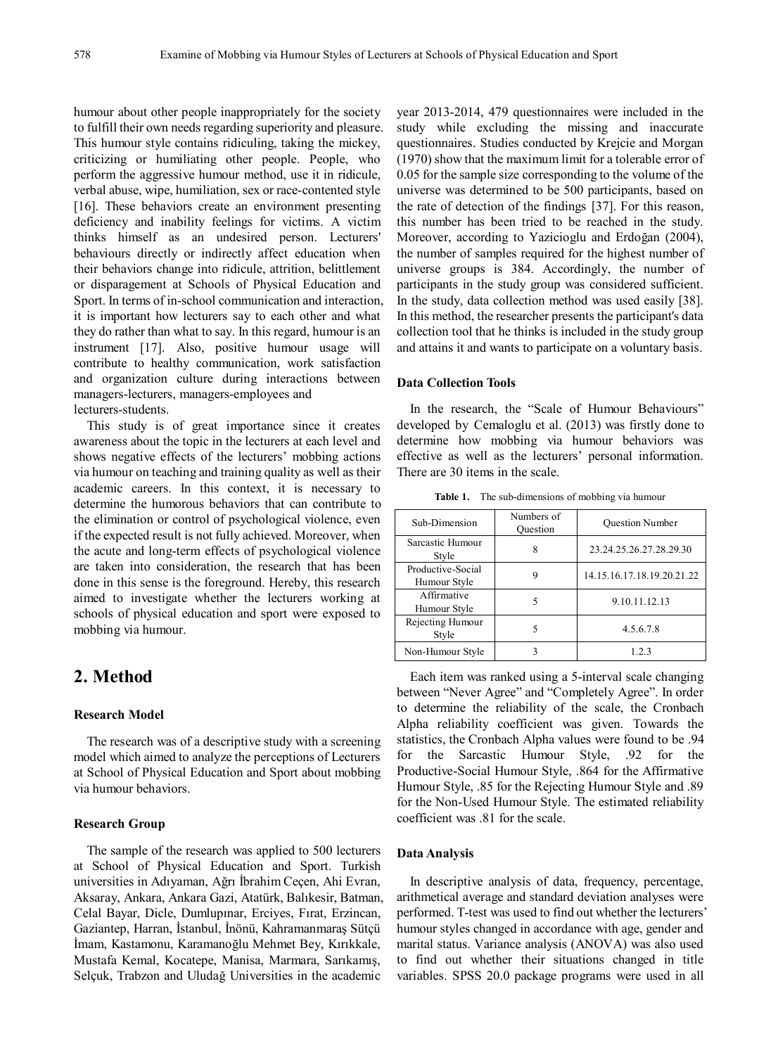humour about other people inappropriately for the society to fulfill their own needs regarding superiority and pleasure. This humour style contains ridiculing, taking the mickey, criticizing or humiliating other people. People, who perform the aggressive humour method, use it in ridicule, verbal abuse, wipe, humiliation, sex or race-contented style [16]. These behaviors create an environment presenting deficiency and inability feelings for victims. A victim thinks himself as an undesired person. Lecturers' behaviours directly or indirectly affect education when their behaviors change into ridicule, attrition, belittlement or disparagement at Schools of Physical Education and Sport. In terms of in-school communication and interaction, it is important how lecturers say to each other and what they do rather than what to say. In this regard, humour is an instrument [17]. Also, positive humour usage will contribute to healthy communication, work satisfaction and organization culture during interactions between managers-lecturers, managers-employees and lecturers-students.

This study is of great importance since it creates awareness about the topic in the lecturers at each level and shows negative effects of the lecturers' mobbing actions via humour on teaching and training quality as well as their academic careers. In this context, it is necessary to determine the humorous behaviors that can contribute to the elimination or control of psychological violence, even if the expected result is not fully achieved. Moreover, when the acute and long-term effects of psychological violence are taken into consideration, the research that has been done in this sense is the foreground. Hereby, this research aimed to investigate whether the lecturers working at schools of physical education and sport were exposed to mobbing via humour.

## 2. Method

### Research Model

The research was of a descriptive study with a screening model which aimed to analyze the perceptions of Lecturers at School of Physical Education and Sport about mobbing via humour behaviors.

### Research Group

The sample of the research was applied to 500 lecturers at School of Physical Education and Sport. Turkish universities in Adıyaman, Ağrı İbrahim Çeçen, Ahi Evran, Aksaray, Ankara, Ankara Gazi, Atatürk, Balıkesir, Batman, Celal Bayar, Dicle, Dumlupınar, Erciyes, Fırat, Erzincan, Gaziantep, Harran, İstanbul, İnönü, Kahramanmaraş Sütçü İmam, Kastamonu, Karamanoğlu Mehmet Bey, Kırıkkale, Mustafa Kemal, Kocatepe, Manisa, Marmara, Sarıkamış, Selçuk, Trabzon and Uludağ Universities in the academic year 2013-2014, 479 questionnaires were included in the study while excluding the missing and inaccurate questionnaires. Studies conducted by Krejcie and Morgan (1970) show that the maximum limit for a tolerable error of 0.05 for the sample size corresponding to the volume of the universe was determined to be 500 participants, based on the rate of detection of the findings [37]. For this reason, this number has been tried to be reached in the study. Moreover, according to Yazicioglu and Erdoğan (2004), the number of samples required for the highest number of universe groups is 384. Accordingly, the number of participants in the study group was considered sufficient. In the study, data collection method was used easily [38]. In this method, the researcher presents the participant's data collection tool that he thinks is included in the study group and attains it and wants to participate on a voluntary basis.

### Data Collection Tools

In the research, the "Scale of Humour Behaviours" developed by Cemaloglu et al. (2013) was firstly done to determine how mobbing via humour behaviors was effective as well as the lecturers' personal information. There are 30 items in the scale.

**Table 1.** The sub-dimensions of mobbing via humour

| Sub-Dimension | Numbers of Question | Question Number |
|---|---|---|
| Sarcastic Humour Style | 8 | 23.24.25.26.27.28.29.30 |
| Productive-Social Humour Style | 9 | 14.15.16.17.18.19.20.21.22 |
| Affirmative Humour Style | 5 | 9.10.11.12.13 |
| Rejecting Humour Style | 5 | 4.5.6.7.8 |
| Non-Humour Style | 3 | 1.2.3 |

Each item was ranked using a 5-interval scale changing between "Never Agree" and "Completely Agree". In order to determine the reliability of the scale, the Cronbach Alpha reliability coefficient was given. Towards the statistics, the Cronbach Alpha values were found to be .94 for the Sarcastic Humour Style, .92 for the Productive-Social Humour Style, .864 for the Affirmative Humour Style, .85 for the Rejecting Humour Style and .89 for the Non-Used Humour Style. The estimated reliability coefficient was .81 for the scale.

### Data Analysis

In descriptive analysis of data, frequency, percentage, arithmetical average and standard deviation analyses were performed. T-test was used to find out whether the lecturers' humour styles changed in accordance with age, gender and marital status. Variance analysis (ANOVA) was also used to find out whether their situations changed in title variables. SPSS 20.0 package programs were used in all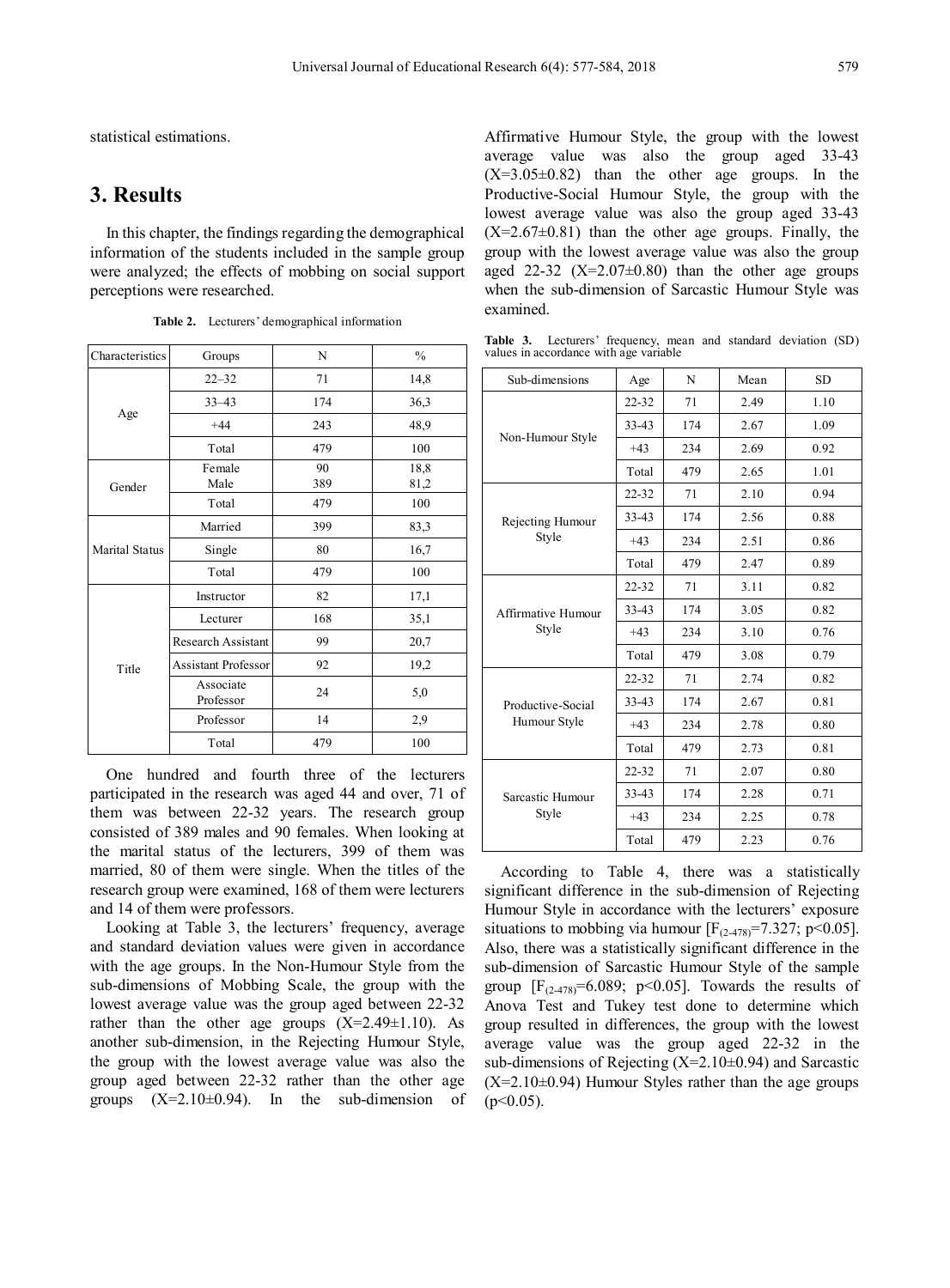statistical estimations.

## 3. Results

In this chapter, the findings regarding the demographical information of the students included in the sample group were analyzed; the effects of mobbing on social support perceptions were researched.

**Table 2.** Lecturers' demographical information

| Characteristics | Groups | N | % |
|---|---|---|---|
| Age | 22–32 | 71 | 14,8 |
| | 33–43 | 174 | 36,3 |
| | +44 | 243 | 48,9 |
| | Total | 479 | 100 |
| Gender | Female<br>Male | 90<br>389 | 18,8<br>81,2 |
| | Total | 479 | 100 |
| Marital Status | Married | 399 | 83,3 |
| | Single | 80 | 16,7 |
| | Total | 479 | 100 |
| Title | Instructor | 82 | 17,1 |
| | Lecturer | 168 | 35,1 |
| | Research Assistant | 99 | 20,7 |
| | Assistant Professor | 92 | 19,2 |
| | Associate Professor | 24 | 5,0 |
| | Professor | 14 | 2,9 |
| | Total | 479 | 100 |

One hundred and fourth three of the lecturers participated in the research was aged 44 and over, 71 of them was between 22-32 years. The research group consisted of 389 males and 90 females. When looking at the marital status of the lecturers, 399 of them was married, 80 of them were single. When the titles of the research group were examined, 168 of them were lecturers and 14 of them were professors.

Looking at Table 3, the lecturers' frequency, average and standard deviation values were given in accordance with the age groups. In the Non-Humour Style from the sub-dimensions of Mobbing Scale, the group with the lowest average value was the group aged between 22-32 rather than the other age groups (X=2.49±1.10). As another sub-dimension, in the Rejecting Humour Style, the group with the lowest average value was also the group aged between 22-32 rather than the other age groups (X=2.10±0.94). In the sub-dimension of Affirmative Humour Style, the group with the lowest average value was also the group aged 33-43 (X=3.05±0.82) than the other age groups. In the Productive-Social Humour Style, the group with the lowest average value was also the group aged 33-43 (X=2.67±0.81) than the other age groups. Finally, the group with the lowest average value was also the group aged 22-32 (X=2.07±0.80) than the other age groups when the sub-dimension of Sarcastic Humour Style was examined.

**Table 3.** Lecturers' frequency, mean and standard deviation (SD) values in accordance with age variable

| Sub-dimensions | Age | N | Mean | SD |
|---|---|---|---|---|
| Non-Humour Style | 22-32 | 71 | 2.49 | 1.10 |
| | 33-43 | 174 | 2.67 | 1.09 |
| | +43 | 234 | 2.69 | 0.92 |
| | Total | 479 | 2.65 | 1.01 |
| Rejecting Humour Style | 22-32 | 71 | 2.10 | 0.94 |
| | 33-43 | 174 | 2.56 | 0.88 |
| | +43 | 234 | 2.51 | 0.86 |
| | Total | 479 | 2.47 | 0.89 |
| Affirmative Humour Style | 22-32 | 71 | 3.11 | 0.82 |
| | 33-43 | 174 | 3.05 | 0.82 |
| | +43 | 234 | 3.10 | 0.76 |
| | Total | 479 | 3.08 | 0.79 |
| Productive-Social Humour Style | 22-32 | 71 | 2.74 | 0.82 |
| | 33-43 | 174 | 2.67 | 0.81 |
| | +43 | 234 | 2.78 | 0.80 |
| | Total | 479 | 2.73 | 0.81 |
| Sarcastic Humour Style | 22-32 | 71 | 2.07 | 0.80 |
| | 33-43 | 174 | 2.28 | 0.71 |
| | +43 | 234 | 2.25 | 0.78 |
| | Total | 479 | 2.23 | 0.76 |

According to Table 4, there was a statistically significant difference in the sub-dimension of Rejecting Humour Style in accordance with the lecturers' exposure situations to mobbing via humour [$F_{(2\text{-}478)}=7.327$; $p<0.05$]. Also, there was a statistically significant difference in the sub-dimension of Sarcastic Humour Style of the sample group [$F_{(2\text{-}478)}=6.089$; $p<0.05$]. Towards the results of Anova Test and Tukey test done to determine which group resulted in differences, the group with the lowest average value was the group aged 22-32 in the sub-dimensions of Rejecting (X=2.10±0.94) and Sarcastic (X=2.10±0.94) Humour Styles rather than the age groups ($p<0.05$).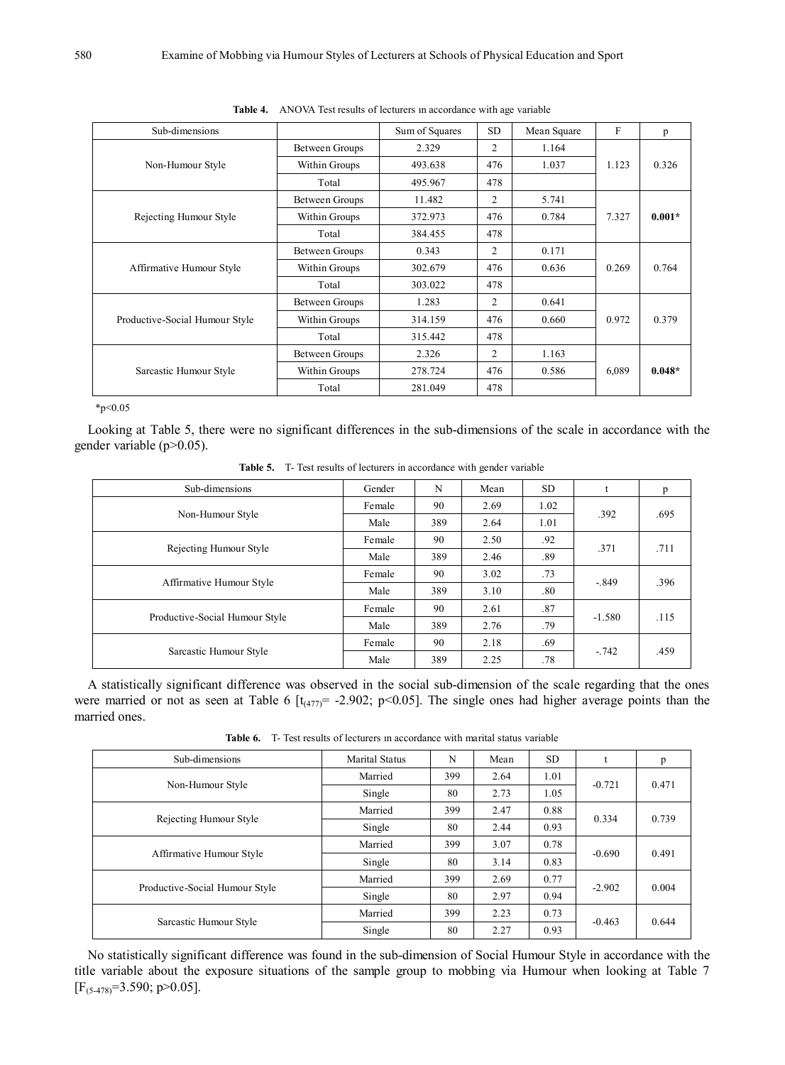**Table 4.** ANOVA Test results of lecturers ın accordance with age variable

| Sub-dimensions | | Sum of Squares | SD | Mean Square | F | p |
|---|---|---|---|---|---|---|
| Non-Humour Style | Between Groups | 2.329 | 2 | 1.164 | 1.123 | 0.326 |
| | Within Groups | 493.638 | 476 | 1.037 | | |
| | Total | 495.967 | 478 | | | |
| Rejecting Humour Style | Between Groups | 11.482 | 2 | 5.741 | 7.327 | **0.001*** |
| | Within Groups | 372.973 | 476 | 0.784 | | |
| | Total | 384.455 | 478 | | | |
| Affirmative Humour Style | Between Groups | 0.343 | 2 | 0.171 | 0.269 | 0.764 |
| | Within Groups | 302.679 | 476 | 0.636 | | |
| | Total | 303.022 | 478 | | | |
| Productive-Social Humour Style | Between Groups | 1.283 | 2 | 0.641 | 0.972 | 0.379 |
| | Within Groups | 314.159 | 476 | 0.660 | | |
| | Total | 315.442 | 478 | | | |
| Sarcastic Humour Style | Between Groups | 2.326 | 2 | 1.163 | 6,089 | **0.048*** |
| | Within Groups | 278.724 | 476 | 0.586 | | |
| | Total | 281.049 | 478 | | | |

*p<0.05

Looking at Table 5, there were no significant differences in the sub-dimensions of the scale in accordance with the gender variable (p>0.05).

**Table 5.** T- Test results of lecturers in accordance with gender variable

| Sub-dimensions | Gender | N | Mean | SD | t | p |
|---|---|---|---|---|---|---|
| Non-Humour Style | Female | 90 | 2.69 | 1.02 | .392 | .695 |
| | Male | 389 | 2.64 | 1.01 | | |
| Rejecting Humour Style | Female | 90 | 2.50 | .92 | .371 | .711 |
| | Male | 389 | 2.46 | .89 | | |
| Affirmative Humour Style | Female | 90 | 3.02 | .73 | -.849 | .396 |
| | Male | 389 | 3.10 | .80 | | |
| Productive-Social Humour Style | Female | 90 | 2.61 | .87 | -1.580 | .115 |
| | Male | 389 | 2.76 | .79 | | |
| Sarcastic Humour Style | Female | 90 | 2.18 | .69 | -.742 | .459 |
| | Male | 389 | 2.25 | .78 | | |

A statistically significant difference was observed in the social sub-dimension of the scale regarding that the ones were married or not as seen at Table 6 [$t_{(477)}$= -2.902; p<0.05]. The single ones had higher average points than the married ones.

**Table 6.** T- Test results of lecturers ın accordance with marital status variable

| Sub-dimensions | Marital Status | N | Mean | SD | t | p |
|---|---|---|---|---|---|---|
| Non-Humour Style | Married | 399 | 2.64 | 1.01 | -0.721 | 0.471 |
| | Single | 80 | 2.73 | 1.05 | | |
| Rejecting Humour Style | Married | 399 | 2.47 | 0.88 | 0.334 | 0.739 |
| | Single | 80 | 2.44 | 0.93 | | |
| Affirmative Humour Style | Married | 399 | 3.07 | 0.78 | -0.690 | 0.491 |
| | Single | 80 | 3.14 | 0.83 | | |
| Productive-Social Humour Style | Married | 399 | 2.69 | 0.77 | -2.902 | 0.004 |
| | Single | 80 | 2.97 | 0.94 | | |
| Sarcastic Humour Style | Married | 399 | 2.23 | 0.73 | -0.463 | 0.644 |
| | Single | 80 | 2.27 | 0.93 | | |

No statistically significant difference was found in the sub-dimension of Social Humour Style in accordance with the title variable about the exposure situations of the sample group to mobbing via Humour when looking at Table 7 [$F_{(5\text{-}478)}$=3.590; p>0.05].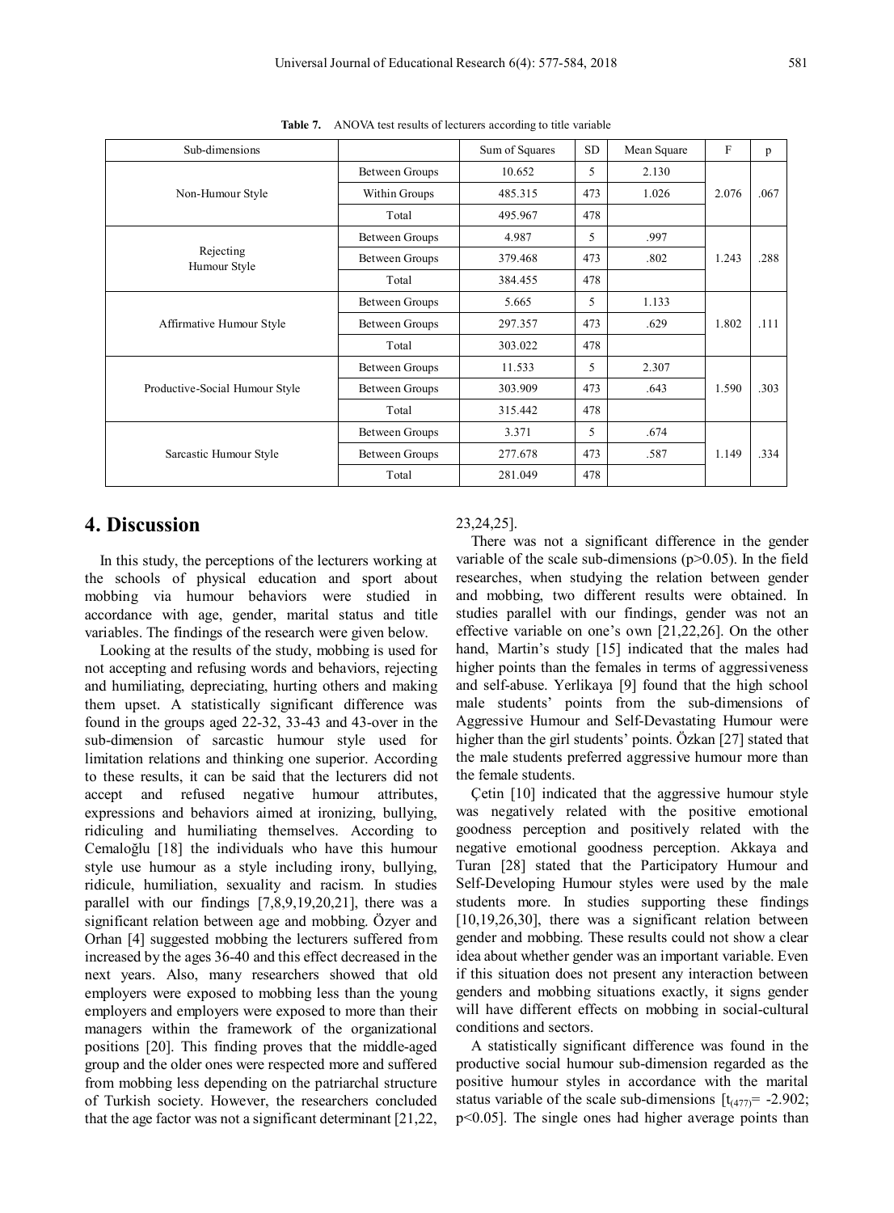**Table 7.** ANOVA test results of lecturers according to title variable

| Sub-dimensions | | Sum of Squares | SD | Mean Square | F | p |
|---|---|---|---|---|---|---|
| Non-Humour Style | Between Groups | 10.652 | 5 | 2.130 | 2.076 | .067 |
| | Within Groups | 485.315 | 473 | 1.026 | | |
| | Total | 495.967 | 478 | | | |
| Rejecting Humour Style | Between Groups | 4.987 | 5 | .997 | 1.243 | .288 |
| | Between Groups | 379.468 | 473 | .802 | | |
| | Total | 384.455 | 478 | | | |
| Affirmative Humour Style | Between Groups | 5.665 | 5 | 1.133 | 1.802 | .111 |
| | Between Groups | 297.357 | 473 | .629 | | |
| | Total | 303.022 | 478 | | | |
| Productive-Social Humour Style | Between Groups | 11.533 | 5 | 2.307 | 1.590 | .303 |
| | Between Groups | 303.909 | 473 | .643 | | |
| | Total | 315.442 | 478 | | | |
| Sarcastic Humour Style | Between Groups | 3.371 | 5 | .674 | 1.149 | .334 |
| | Between Groups | 277.678 | 473 | .587 | | |
| | Total | 281.049 | 478 | | | |

## 4. Discussion

In this study, the perceptions of the lecturers working at the schools of physical education and sport about mobbing via humour behaviors were studied in accordance with age, gender, marital status and title variables. The findings of the research were given below.

Looking at the results of the study, mobbing is used for not accepting and refusing words and behaviors, rejecting and humiliating, depreciating, hurting others and making them upset. A statistically significant difference was found in the groups aged 22-32, 33-43 and 43-over in the sub-dimension of sarcastic humour style used for limitation relations and thinking one superior. According to these results, it can be said that the lecturers did not accept and refused negative humour attributes, expressions and behaviors aimed at ironizing, bullying, ridiculing and humiliating themselves. According to Cemaloğlu [18] the individuals who have this humour style use humour as a style including irony, bullying, ridicule, humiliation, sexuality and racism. In studies parallel with our findings [7,8,9,19,20,21], there was a significant relation between age and mobbing. Özyer and Orhan [4] suggested mobbing the lecturers suffered from increased by the ages 36-40 and this effect decreased in the next years. Also, many researchers showed that old employers were exposed to mobbing less than the young employers and employers were exposed to more than their managers within the framework of the organizational positions [20]. This finding proves that the middle-aged group and the older ones were respected more and suffered from mobbing less depending on the patriarchal structure of Turkish society. However, the researchers concluded that the age factor was not a significant determinant [21,22, 23,24,25].

There was not a significant difference in the gender variable of the scale sub-dimensions ($p>0.05$). In the field researches, when studying the relation between gender and mobbing, two different results were obtained. In studies parallel with our findings, gender was not an effective variable on one's own [21,22,26]. On the other hand, Martin's study [15] indicated that the males had higher points than the females in terms of aggressiveness and self-abuse. Yerlikaya [9] found that the high school male students' points from the sub-dimensions of Aggressive Humour and Self-Devastating Humour were higher than the girl students' points. Özkan [27] stated that the male students preferred aggressive humour more than the female students.

Çetin [10] indicated that the aggressive humour style was negatively related with the positive emotional goodness perception and positively related with the negative emotional goodness perception. Akkaya and Turan [28] stated that the Participatory Humour and Self-Developing Humour styles were used by the male students more. In studies supporting these findings [10,19,26,30], there was a significant relation between gender and mobbing. These results could not show a clear idea about whether gender was an important variable. Even if this situation does not present any interaction between genders and mobbing situations exactly, it signs gender will have different effects on mobbing in social-cultural conditions and sectors.

A statistically significant difference was found in the productive social humour sub-dimension regarded as the positive humour styles in accordance with the marital status variable of the scale sub-dimensions [$t_{(477)} = -2.902$; $p<0.05$]. The single ones had higher average points than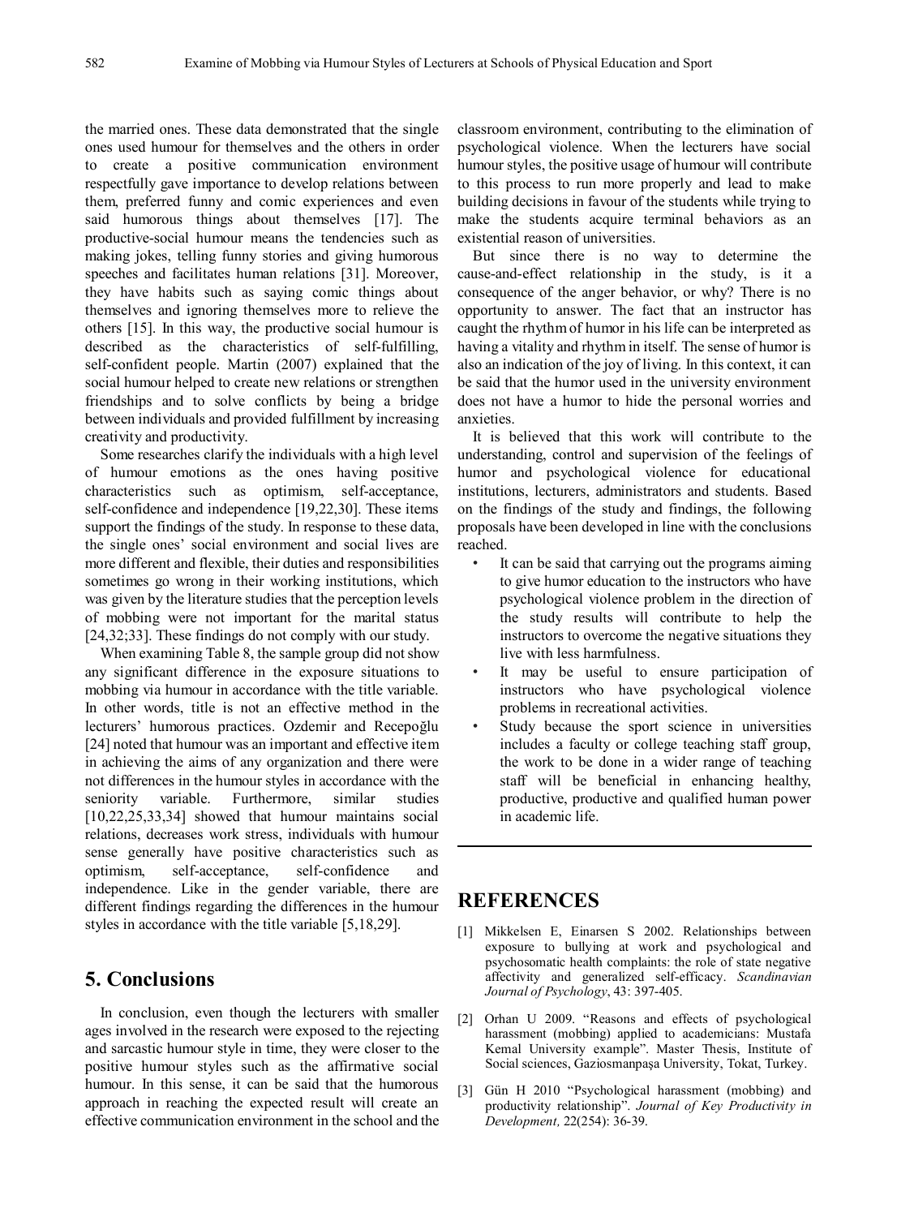the married ones. These data demonstrated that the single ones used humour for themselves and the others in order to create a positive communication environment respectfully gave importance to develop relations between them, preferred funny and comic experiences and even said humorous things about themselves [17]. The productive-social humour means the tendencies such as making jokes, telling funny stories and giving humorous speeches and facilitates human relations [31]. Moreover, they have habits such as saying comic things about themselves and ignoring themselves more to relieve the others [15]. In this way, the productive social humour is described as the characteristics of self-fulfilling, self-confident people. Martin (2007) explained that the social humour helped to create new relations or strengthen friendships and to solve conflicts by being a bridge between individuals and provided fulfillment by increasing creativity and productivity.

Some researches clarify the individuals with a high level of humour emotions as the ones having positive characteristics such as optimism, self-acceptance, self-confidence and independence [19,22,30]. These items support the findings of the study. In response to these data, the single ones' social environment and social lives are more different and flexible, their duties and responsibilities sometimes go wrong in their working institutions, which was given by the literature studies that the perception levels of mobbing were not important for the marital status [24,32;33]. These findings do not comply with our study.

When examining Table 8, the sample group did not show any significant difference in the exposure situations to mobbing via humour in accordance with the title variable. In other words, title is not an effective method in the lecturers' humorous practices. Ozdemir and Recepoğlu [24] noted that humour was an important and effective item in achieving the aims of any organization and there were not differences in the humour styles in accordance with the seniority variable. Furthermore, similar studies [10,22,25,33,34] showed that humour maintains social relations, decreases work stress, individuals with humour sense generally have positive characteristics such as optimism, self-acceptance, self-confidence and independence. Like in the gender variable, there are different findings regarding the differences in the humour styles in accordance with the title variable [5,18,29].

## 5. Conclusions

In conclusion, even though the lecturers with smaller ages involved in the research were exposed to the rejecting and sarcastic humour style in time, they were closer to the positive humour styles such as the affirmative social humour. In this sense, it can be said that the humorous approach in reaching the expected result will create an effective communication environment in the school and the classroom environment, contributing to the elimination of psychological violence. When the lecturers have social humour styles, the positive usage of humour will contribute to this process to run more properly and lead to make building decisions in favour of the students while trying to make the students acquire terminal behaviors as an existential reason of universities.

But since there is no way to determine the cause-and-effect relationship in the study, is it a consequence of the anger behavior, or why? There is no opportunity to answer. The fact that an instructor has caught the rhythm of humor in his life can be interpreted as having a vitality and rhythm in itself. The sense of humor is also an indication of the joy of living. In this context, it can be said that the humor used in the university environment does not have a humor to hide the personal worries and anxieties.

It is believed that this work will contribute to the understanding, control and supervision of the feelings of humor and psychological violence for educational institutions, lecturers, administrators and students. Based on the findings of the study and findings, the following proposals have been developed in line with the conclusions reached.

- It can be said that carrying out the programs aiming to give humor education to the instructors who have psychological violence problem in the direction of the study results will contribute to help the instructors to overcome the negative situations they live with less harmfulness.
- It may be useful to ensure participation of instructors who have psychological violence problems in recreational activities.
- Study because the sport science in universities includes a faculty or college teaching staff group, the work to be done in a wider range of teaching staff will be beneficial in enhancing healthy, productive, productive and qualified human power in academic life.

## REFERENCES

[1] Mikkelsen E, Einarsen S 2002. Relationships between exposure to bullying at work and psychological and psychosomatic health complaints: the role of state negative affectivity and generalized self-efficacy. *Scandinavian Journal of Psychology*, 43: 397-405.

[2] Orhan U 2009. "Reasons and effects of psychological harassment (mobbing) applied to academicians: Mustafa Kemal University example". Master Thesis, Institute of Social sciences, Gaziosmanpaşa University, Tokat, Turkey.

[3] Gün H 2010 "Psychological harassment (mobbing) and productivity relationship". *Journal of Key Productivity in Development,* 22(254): 36-39.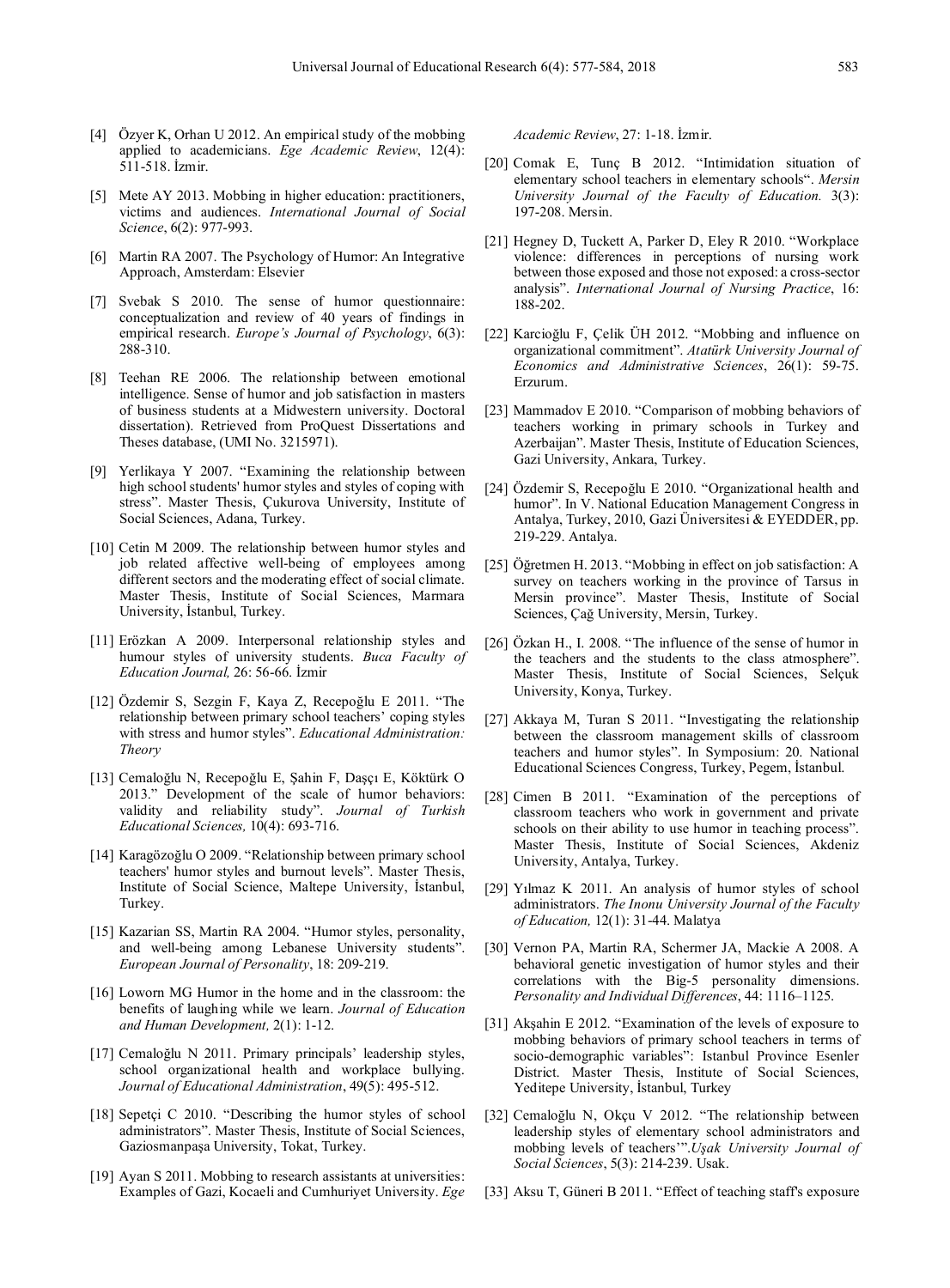[4] Özyer K, Orhan U 2012. An empirical study of the mobbing applied to academicians. *Ege Academic Review*, 12(4): 511-518. İzmir.

[5] Mete AY 2013. Mobbing in higher education: practitioners, victims and audiences. *International Journal of Social Science*, 6(2): 977-993.

[6] Martin RA 2007. The Psychology of Humor: An Integrative Approach, Amsterdam: Elsevier

[7] Svebak S 2010. The sense of humor questionnaire: conceptualization and review of 40 years of findings in empirical research. *Europe's Journal of Psychology*, 6(3): 288-310.

[8] Teehan RE 2006. The relationship between emotional intelligence. Sense of humor and job satisfaction in masters of business students at a Midwestern university. Doctoral dissertation). Retrieved from ProQuest Dissertations and Theses database, (UMI No. 3215971).

[9] Yerlikaya Y 2007. "Examining the relationship between high school students' humor styles and styles of coping with stress". Master Thesis, Çukurova University, Institute of Social Sciences, Adana, Turkey.

[10] Cetin M 2009. The relationship between humor styles and job related affective well-being of employees among different sectors and the moderating effect of social climate. Master Thesis, Institute of Social Sciences, Marmara University, İstanbul, Turkey.

[11] Erözkan A 2009. Interpersonal relationship styles and humour styles of university students. *Buca Faculty of Education Journal,* 26: 56-66. İzmir

[12] Özdemir S, Sezgin F, Kaya Z, Recepoğlu E 2011. "The relationship between primary school teachers' coping styles with stress and humor styles". *Educational Administration: Theory*

[13] Cemaloğlu N, Recepoğlu E, Şahin F, Daşçı E, Köktürk O 2013." Development of the scale of humor behaviors: validity and reliability study". *Journal of Turkish Educational Sciences,* 10(4): 693-716.

[14] Karagözoğlu O 2009. "Relationship between primary school teachers' humor styles and burnout levels". Master Thesis, Institute of Social Science, Maltepe University, İstanbul, Turkey.

[15] Kazarian SS, Martin RA 2004. "Humor styles, personality, and well-being among Lebanese University students". *European Journal of Personality*, 18: 209-219.

[16] Loworn MG Humor in the home and in the classroom: the benefits of laughing while we learn. *Journal of Education and Human Development,* 2(1): 1-12.

[17] Cemaloğlu N 2011. Primary principals' leadership styles, school organizational health and workplace bullying. *Journal of Educational Administration*, 49(5): 495-512.

[18] Sepetçi C 2010. "Describing the humor styles of school administrators". Master Thesis, Institute of Social Sciences, Gaziosmanpaşa University, Tokat, Turkey.

[19] Ayan S 2011. Mobbing to research assistants at universities: Examples of Gazi, Kocaeli and Cumhuriyet University. *Ege Academic Review*, 27: 1-18. İzmir.

[20] Comak E, Tunç B 2012. "Intimidation situation of elementary school teachers in elementary schools". *Mersin University Journal of the Faculty of Education.* 3(3): 197-208. Mersin.

[21] Hegney D, Tuckett A, Parker D, Eley R 2010. "Workplace violence: differences in perceptions of nursing work between those exposed and those not exposed: a cross-sector analysis". *International Journal of Nursing Practice*, 16: 188-202.

[22] Karcioğlu F, Çelik ÜH 2012. "Mobbing and influence on organizational commitment". *Atatürk University Journal of Economics and Administrative Sciences*, 26(1): 59-75. Erzurum.

[23] Mammadov E 2010. "Comparison of mobbing behaviors of teachers working in primary schools in Turkey and Azerbaijan". Master Thesis, Institute of Education Sciences, Gazi University, Ankara, Turkey.

[24] Özdemir S, Recepoğlu E 2010. "Organizational health and humor". In V. National Education Management Congress in Antalya, Turkey, 2010, Gazi Üniversitesi & EYEDDER, pp. 219-229. Antalya.

[25] Öğretmen H. 2013. "Mobbing in effect on job satisfaction: A survey on teachers working in the province of Tarsus in Mersin province". Master Thesis, Institute of Social Sciences, Çağ University, Mersin, Turkey.

[26] Özkan H., I. 2008. "The influence of the sense of humor in the teachers and the students to the class atmosphere". Master Thesis, Institute of Social Sciences, Selçuk University, Konya, Turkey.

[27] Akkaya M, Turan S 2011. "Investigating the relationship between the classroom management skills of classroom teachers and humor styles". In Symposium: 20. National Educational Sciences Congress, Turkey, Pegem, İstanbul.

[28] Cimen B 2011. "Examination of the perceptions of classroom teachers who work in government and private schools on their ability to use humor in teaching process". Master Thesis, Institute of Social Sciences, Akdeniz University, Antalya, Turkey.

[29] Yılmaz K 2011. An analysis of humor styles of school administrators. *The Inonu University Journal of the Faculty of Education,* 12(1): 31-44. Malatya

[30] Vernon PA, Martin RA, Schermer JA, Mackie A 2008. A behavioral genetic investigation of humor styles and their correlations with the Big-5 personality dimensions. *Personality and Individual Differences*, 44: 1116–1125.

[31] Akşahin E 2012. "Examination of the levels of exposure to mobbing behaviors of primary school teachers in terms of socio-demographic variables": Istanbul Province Esenler District. Master Thesis, Institute of Social Sciences, Yeditepe University, İstanbul, Turkey

[32] Cemaloğlu N, Okçu V 2012. "The relationship between leadership styles of elementary school administrators and mobbing levels of teachers'".*Uşak University Journal of Social Sciences*, 5(3): 214-239. Usak.

[33] Aksu T, Güneri B 2011. "Effect of teaching staff's exposure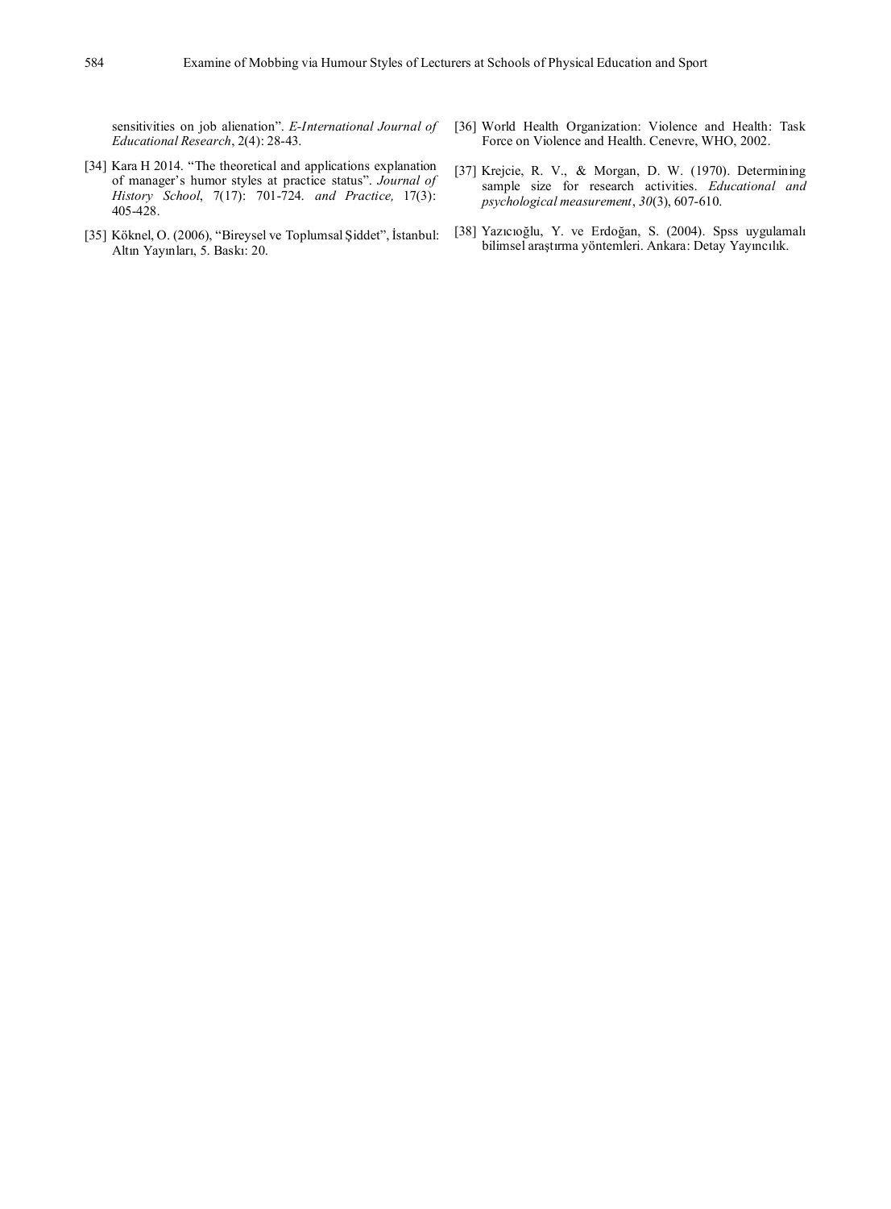sensitivities on job alienation". *E-International Journal of Educational Research*, 2(4): 28-43.

[34] Kara H 2014. "The theoretical and applications explanation of manager's humor styles at practice status". *Journal of History School*, 7(17): 701-724. *and Practice,* 17(3): 405-428.

[35] Köknel, O. (2006), "Bireysel ve Toplumsal Şiddet", İstanbul: Altın Yayınları, 5. Baskı: 20.

[36] World Health Organization: Violence and Health: Task Force on Violence and Health. Cenevre, WHO, 2002.

[37] Krejcie, R. V., & Morgan, D. W. (1970). Determining sample size for research activities. *Educational and psychological measurement*, *30*(3), 607-610.

[38] Yazıcıoğlu, Y. ve Erdoğan, S. (2004). Spss uygulamalı bilimsel araştırma yöntemleri. Ankara: Detay Yayıncılık.